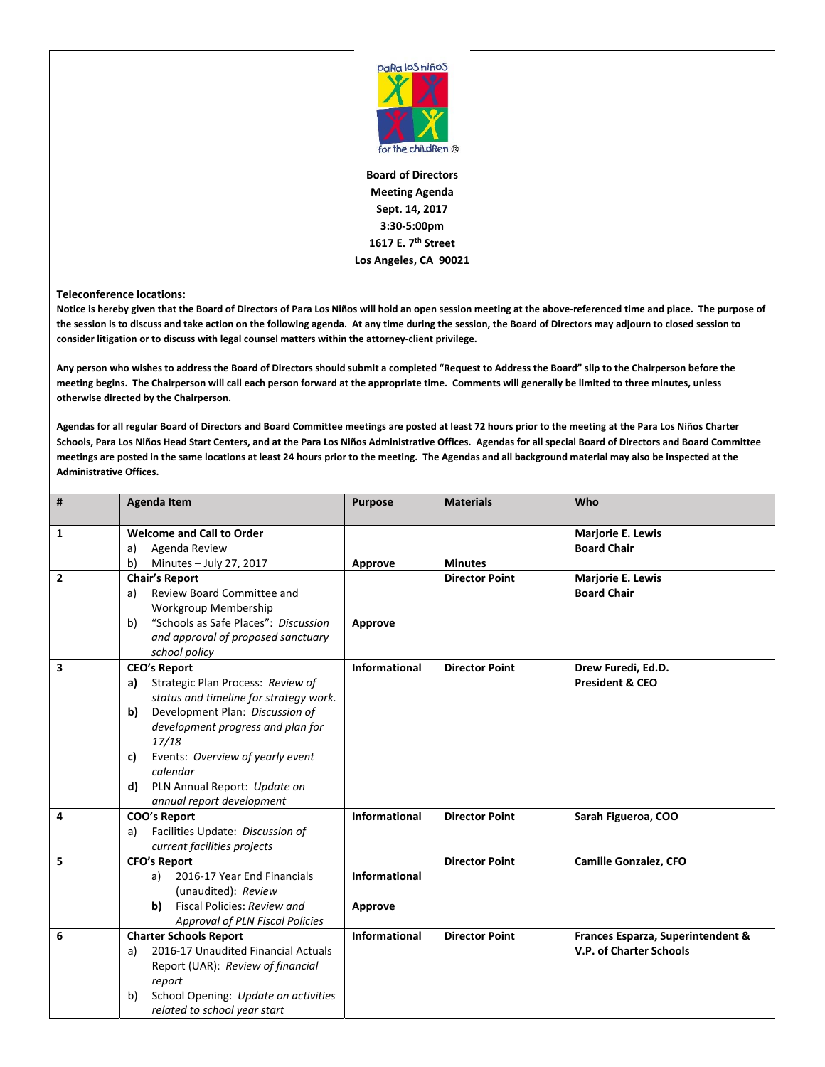**Board of Directors**
**Meeting Agenda**
**Sept. 14, 2017**
**3:30-5:00pm**
**1617 E. 7th Street**
**Los Angeles, CA 90021**

**Teleconference locations:**

**Notice is hereby given that the Board of Directors of Para Los Niños will hold an open session meeting at the above-referenced time and place. The purpose of the session is to discuss and take action on the following agenda. At any time during the session, the Board of Directors may adjourn to closed session to consider litigation or to discuss with legal counsel matters within the attorney-client privilege.**

**Any person who wishes to address the Board of Directors should submit a completed "Request to Address the Board" slip to the Chairperson before the meeting begins. The Chairperson will call each person forward at the appropriate time. Comments will generally be limited to three minutes, unless otherwise directed by the Chairperson.**

**Agendas for all regular Board of Directors and Board Committee meetings are posted at least 72 hours prior to the meeting at the Para Los Niños Charter Schools, Para Los Niños Head Start Centers, and at the Para Los Niños Administrative Offices. Agendas for all special Board of Directors and Board Committee meetings are posted in the same locations at least 24 hours prior to the meeting. The Agendas and all background material may also be inspected at the Administrative Offices.**

| # | Agenda Item | Purpose | Materials | Who |
|---|---|---|---|---|
| 1 | **Welcome and Call to Order**<br>a) Agenda Review<br>b) Minutes – July 27, 2017 | **Approve** | **Minutes** | **Marjorie E. Lewis**<br>**Board Chair** |
| 2 | **Chair's Report**<br>a) Review Board Committee and Workgroup Membership<br>b) "Schools as Safe Places": *Discussion and approval of proposed sanctuary school policy* | **Approve** | **Director Point** | **Marjorie E. Lewis**<br>**Board Chair** |
| 3 | **CEO's Report**<br>**a)** Strategic Plan Process: *Review of status and timeline for strategy work.*<br>**b)** Development Plan: *Discussion of development progress and plan for 17/18*<br>**c)** Events: *Overview of yearly event calendar*<br>**d)** PLN Annual Report: *Update on annual report development* | **Informational** | **Director Point** | **Drew Furedi, Ed.D.**<br>**President & CEO** |
| 4 | **COO's Report**<br>a) Facilities Update: *Discussion of current facilities projects* | **Informational** | **Director Point** | **Sarah Figueroa, COO** |
| 5 | **CFO's Report**<br>a) 2016-17 Year End Financials (unaudited): *Review*<br>**b)** Fiscal Policies: *Review and Approval of PLN Fiscal Policies* | **Informational**<br><br>**Approve** | **Director Point** | **Camille Gonzalez, CFO** |
| 6 | **Charter Schools Report**<br>a) 2016-17 Unaudited Financial Actuals Report (UAR): *Review of financial report*<br>b) School Opening: *Update on activities related to school year start* | **Informational** | **Director Point** | **Frances Esparza, Superintendent & V.P. of Charter Schools** |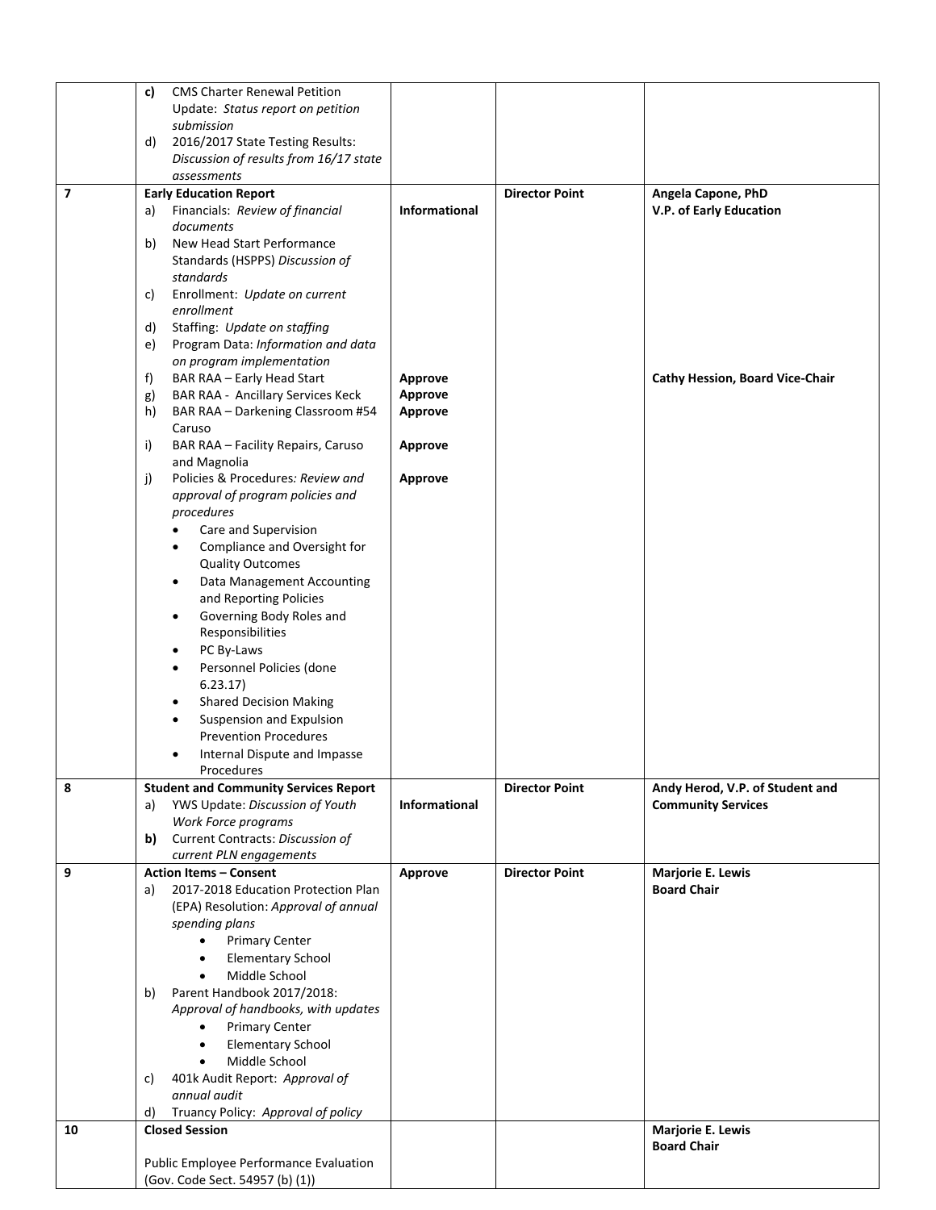| | | | | |
|---|---|---|---|---|
| | **c)** CMS Charter Renewal Petition Update: *Status report on petition submission*<br>d) 2016/2017 State Testing Results: *Discussion of results from 16/17 state assessments* | | | |
| **7** | **Early Education Report**<br>a) Financials: *Review of financial documents*<br>b) New Head Start Performance Standards (HSPPS) *Discussion of standards*<br>c) Enrollment: *Update on current enrollment*<br>d) Staffing: *Update on staffing*<br>e) Program Data: *Information and data on program implementation*<br>f) BAR RAA – Early Head Start<br>g) BAR RAA - Ancillary Services Keck<br>h) BAR RAA – Darkening Classroom #54 Caruso<br>i) BAR RAA – Facility Repairs, Caruso and Magnolia<br>j) Policies & Procedures*: Review and approval of program policies and procedures*<br>• Care and Supervision<br>• Compliance and Oversight for Quality Outcomes<br>• Data Management Accounting and Reporting Policies<br>• Governing Body Roles and Responsibilities<br>• PC By-Laws<br>• Personnel Policies (done 6.23.17)<br>• Shared Decision Making<br>• Suspension and Expulsion Prevention Procedures<br>• Internal Dispute and Impasse Procedures | **Informational**<br><br><br><br><br><br><br><br><br>**Approve**<br>**Approve**<br>**Approve**<br><br>**Approve**<br><br>**Approve** | **Director Point** | **Angela Capone, PhD**<br>**V.P. of Early Education**<br><br><br><br><br><br><br><br><br>**Cathy Hession, Board Vice-Chair** |
| **8** | **Student and Community Services Report**<br>a) YWS Update: *Discussion of Youth Work Force programs*<br>**b)** Current Contracts: *Discussion of current PLN engagements* | **Informational** | **Director Point** | **Andy Herod, V.P. of Student and Community Services** |
| **9** | **Action Items – Consent**<br>a) 2017-2018 Education Protection Plan (EPA) Resolution: *Approval of annual spending plans*<br>• Primary Center<br>• Elementary School<br>• Middle School<br>b) Parent Handbook 2017/2018: *Approval of handbooks, with updates*<br>• Primary Center<br>• Elementary School<br>• Middle School<br>c) 401k Audit Report: *Approval of annual audit*<br>d) Truancy Policy: *Approval of policy* | **Approve** | **Director Point** | **Marjorie E. Lewis**<br>**Board Chair** |
| **10** | **Closed Session**<br><br>Public Employee Performance Evaluation (Gov. Code Sect. 54957 (b) (1)) | | | **Marjorie E. Lewis**<br>**Board Chair** |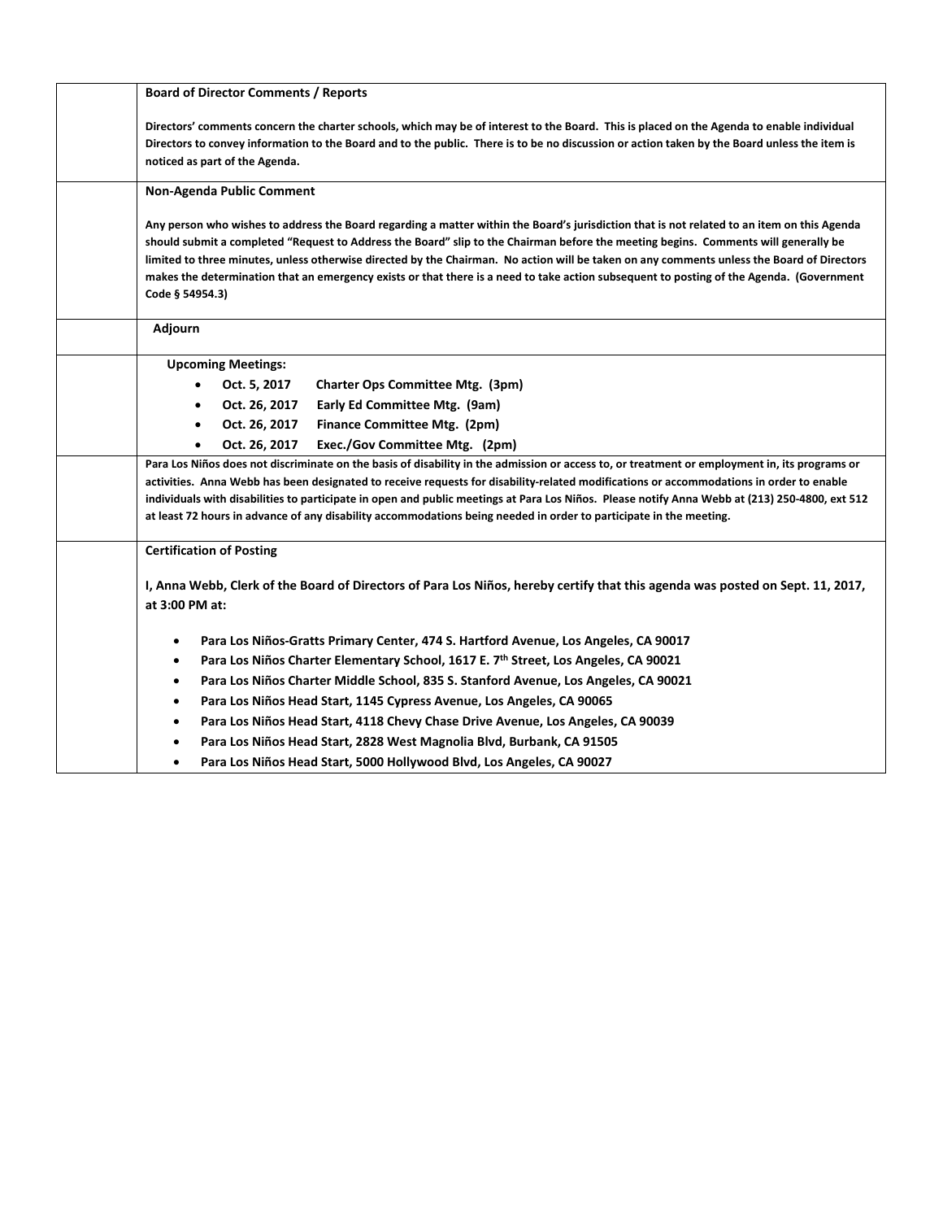**Board of Director Comments / Reports**

**Directors' comments concern the charter schools, which may be of interest to the Board. This is placed on the Agenda to enable individual Directors to convey information to the Board and to the public. There is to be no discussion or action taken by the Board unless the item is noticed as part of the Agenda.**

**Non-Agenda Public Comment**

**Any person who wishes to address the Board regarding a matter within the Board's jurisdiction that is not related to an item on this Agenda should submit a completed "Request to Address the Board" slip to the Chairman before the meeting begins. Comments will generally be limited to three minutes, unless otherwise directed by the Chairman. No action will be taken on any comments unless the Board of Directors makes the determination that an emergency exists or that there is a need to take action subsequent to posting of the Agenda. (Government Code § 54954.3)**

**Adjourn**

**Upcoming Meetings:**

- **Oct. 5, 2017 Charter Ops Committee Mtg. (3pm)**
- **Oct. 26, 2017 Early Ed Committee Mtg. (9am)**
- **Oct. 26, 2017 Finance Committee Mtg. (2pm)**
- **Oct. 26, 2017 Exec./Gov Committee Mtg. (2pm)**

**Para Los Niños does not discriminate on the basis of disability in the admission or access to, or treatment or employment in, its programs or activities. Anna Webb has been designated to receive requests for disability-related modifications or accommodations in order to enable individuals with disabilities to participate in open and public meetings at Para Los Niños. Please notify Anna Webb at (213) 250-4800, ext 512 at least 72 hours in advance of any disability accommodations being needed in order to participate in the meeting.**

**Certification of Posting**

**I, Anna Webb, Clerk of the Board of Directors of Para Los Niños, hereby certify that this agenda was posted on Sept. 11, 2017, at 3:00 PM at:**

- **Para Los Niños-Gratts Primary Center, 474 S. Hartford Avenue, Los Angeles, CA 90017**
- **Para Los Niños Charter Elementary School, 1617 E. 7th Street, Los Angeles, CA 90021**
- **Para Los Niños Charter Middle School, 835 S. Stanford Avenue, Los Angeles, CA 90021**
- **Para Los Niños Head Start, 1145 Cypress Avenue, Los Angeles, CA 90065**
- **Para Los Niños Head Start, 4118 Chevy Chase Drive Avenue, Los Angeles, CA 90039**
- **Para Los Niños Head Start, 2828 West Magnolia Blvd, Burbank, CA 91505**
- **Para Los Niños Head Start, 5000 Hollywood Blvd, Los Angeles, CA 90027**